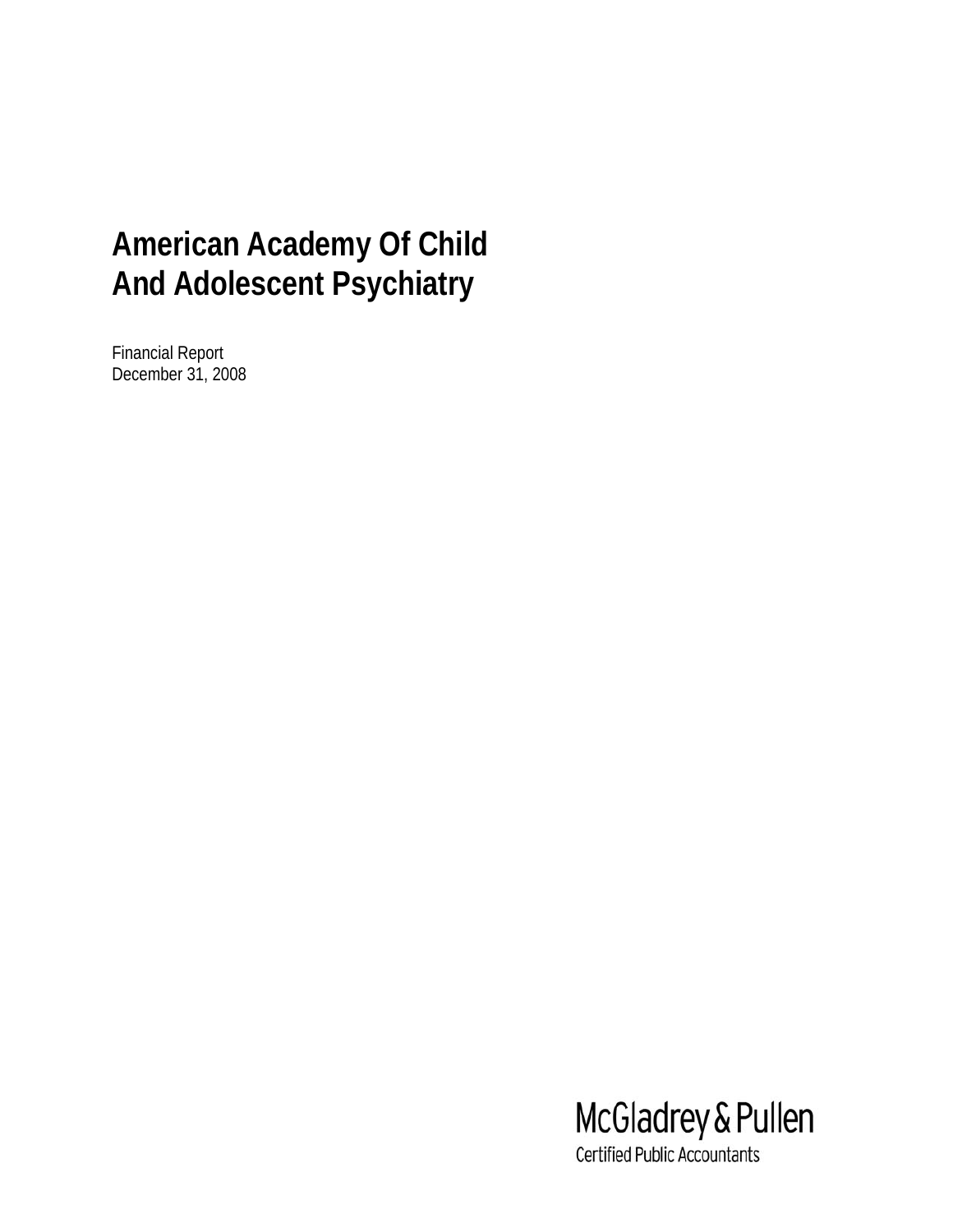# American Academy Of Child And Adolescent Psychiatry

Financial Report
December 31, 2008

McGladrey & Pullen
Certified Public Accountants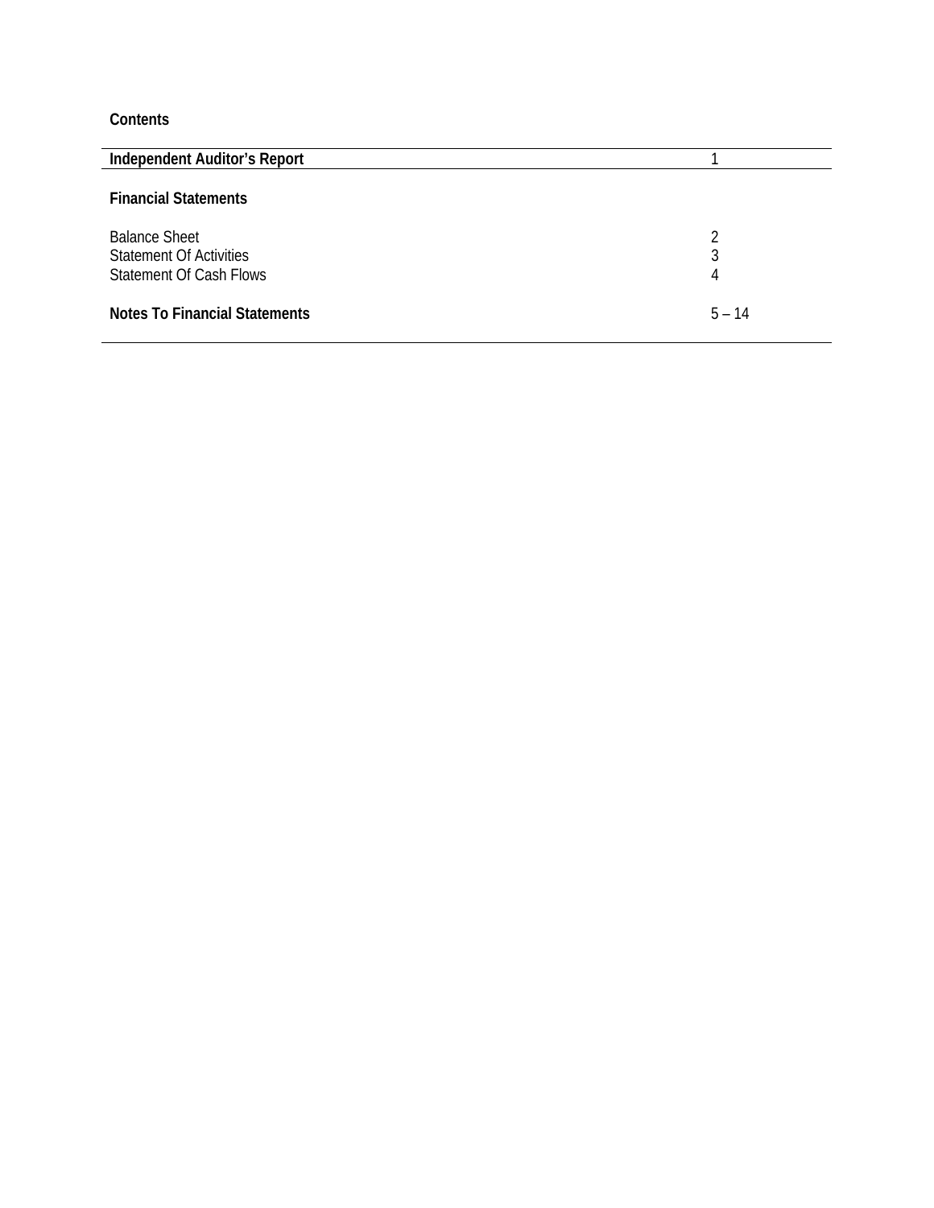## Contents

| | |
|---|---|
| **Independent Auditor's Report** | 1 |
| **Financial Statements** | |
| Balance Sheet | 2 |
| Statement Of Activities | 3 |
| Statement Of Cash Flows | 4 |
| **Notes To Financial Statements** | 5 – 14 |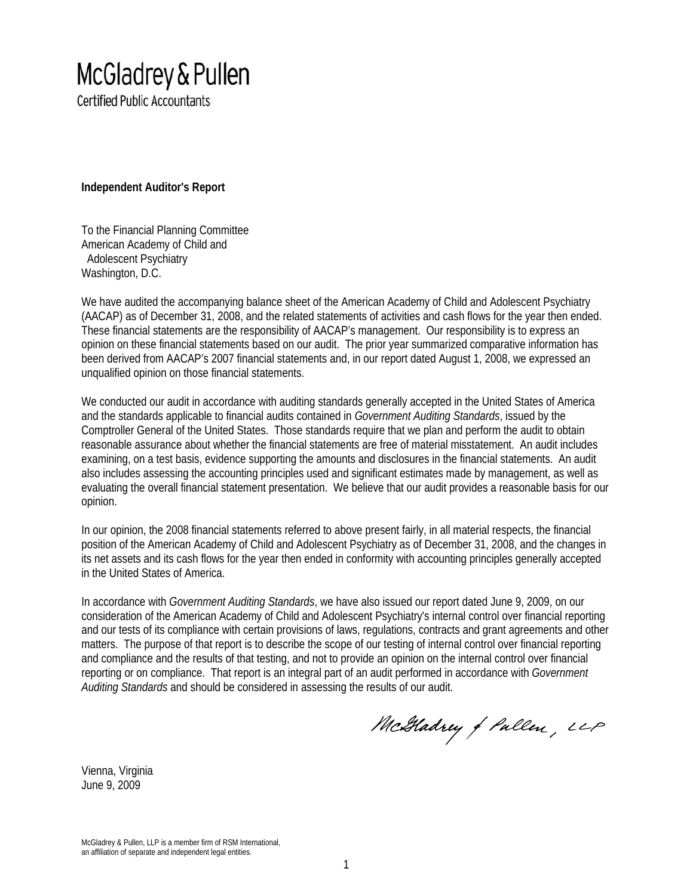# McGladrey & Pullen

Certified Public Accountants

**Independent Auditor's Report**

To the Financial Planning Committee
American Academy of Child and
Adolescent Psychiatry
Washington, D.C.

We have audited the accompanying balance sheet of the American Academy of Child and Adolescent Psychiatry (AACAP) as of December 31, 2008, and the related statements of activities and cash flows for the year then ended. These financial statements are the responsibility of AACAP's management. Our responsibility is to express an opinion on these financial statements based on our audit. The prior year summarized comparative information has been derived from AACAP's 2007 financial statements and, in our report dated August 1, 2008, we expressed an unqualified opinion on those financial statements.

We conducted our audit in accordance with auditing standards generally accepted in the United States of America and the standards applicable to financial audits contained in *Government Auditing Standards*, issued by the Comptroller General of the United States. Those standards require that we plan and perform the audit to obtain reasonable assurance about whether the financial statements are free of material misstatement. An audit includes examining, on a test basis, evidence supporting the amounts and disclosures in the financial statements. An audit also includes assessing the accounting principles used and significant estimates made by management, as well as evaluating the overall financial statement presentation. We believe that our audit provides a reasonable basis for our opinion.

In our opinion, the 2008 financial statements referred to above present fairly, in all material respects, the financial position of the American Academy of Child and Adolescent Psychiatry as of December 31, 2008, and the changes in its net assets and its cash flows for the year then ended in conformity with accounting principles generally accepted in the United States of America.

In accordance with *Government Auditing Standards*, we have also issued our report dated June 9, 2009, on our consideration of the American Academy of Child and Adolescent Psychiatry's internal control over financial reporting and our tests of its compliance with certain provisions of laws, regulations, contracts and grant agreements and other matters. The purpose of that report is to describe the scope of our testing of internal control over financial reporting and compliance and the results of that testing, and not to provide an opinion on the internal control over financial reporting or on compliance. That report is an integral part of an audit performed in accordance with *Government Auditing Standards* and should be considered in assessing the results of our audit.

McGladrey & Pullen, LLP

Vienna, Virginia
June 9, 2009

McGladrey & Pullen, LLP is a member firm of RSM International,
an affiliation of separate and independent legal entities.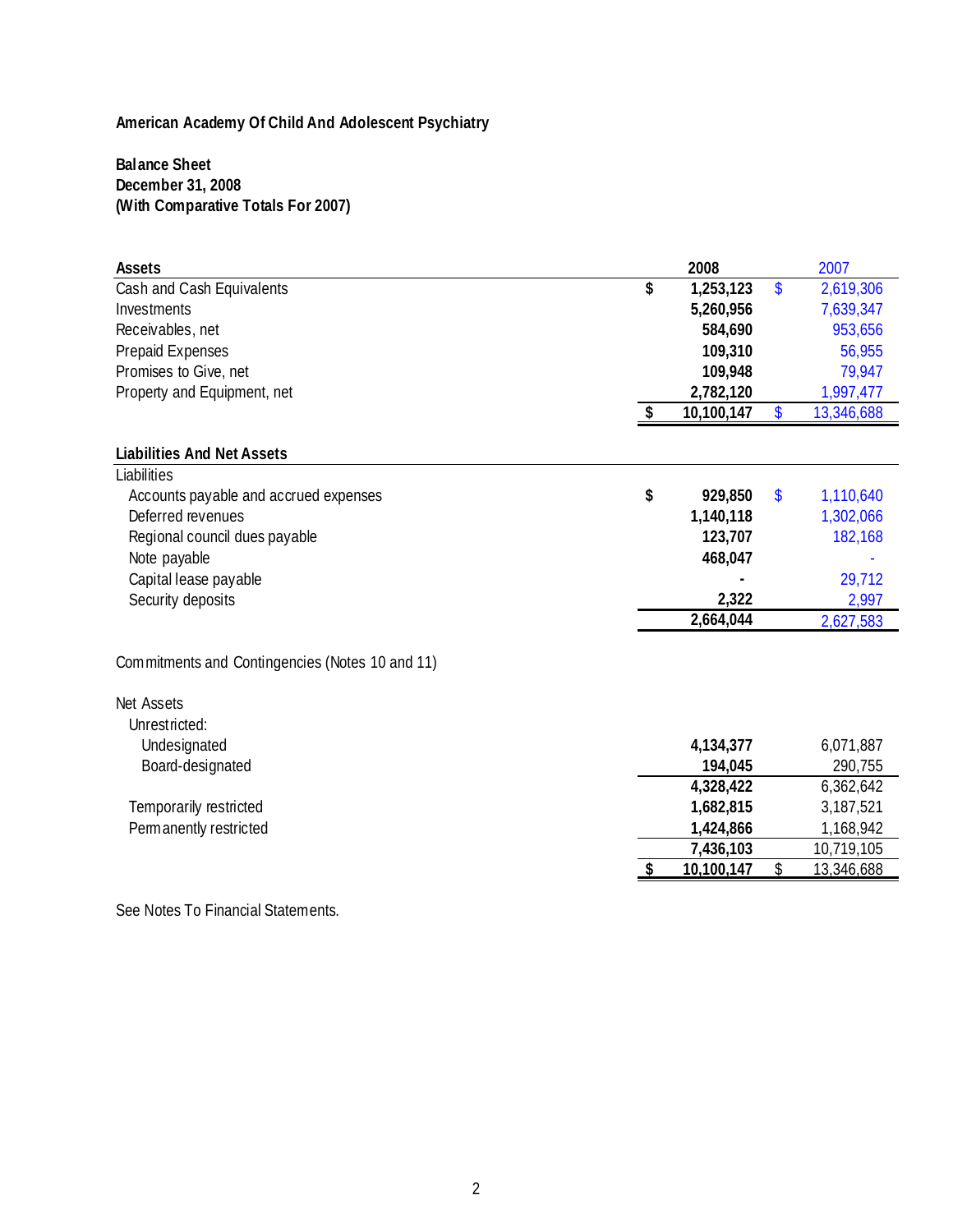**American Academy Of Child And Adolescent Psychiatry**

**Balance Sheet**
**December 31, 2008**
**(With Comparative Totals For 2007)**

| **Assets** | **2008** | 2007 |
|---|---|---|
| Cash and Cash Equivalents | **$ 1,253,123** | $ 2,619,306 |
| Investments | **5,260,956** | 7,639,347 |
| Receivables, net | **584,690** | 953,656 |
| Prepaid Expenses | **109,310** | 56,955 |
| Promises to Give, net | **109,948** | 79,947 |
| Property and Equipment, net | **2,782,120** | 1,997,477 |
| | **$ 10,100,147** | $ 13,346,688 |
| **Liabilities And Net Assets** | | |
| Liabilities | | |
| Accounts payable and accrued expenses | **$ 929,850** | $ 1,110,640 |
| Deferred revenues | **1,140,118** | 1,302,066 |
| Regional council dues payable | **123,707** | 182,168 |
| Note payable | **468,047** | - |
| Capital lease payable | **-** | 29,712 |
| Security deposits | **2,322** | 2,997 |
| | **2,664,044** | 2,627,583 |
| Commitments and Contingencies (Notes 10 and 11) | | |
| Net Assets | | |
| Unrestricted: | | |
| Undesignated | **4,134,377** | 6,071,887 |
| Board-designated | **194,045** | 290,755 |
| | **4,328,422** | 6,362,642 |
| Temporarily restricted | **1,682,815** | 3,187,521 |
| Permanently restricted | **1,424,866** | 1,168,942 |
| | **7,436,103** | 10,719,105 |
| | **$ 10,100,147** | $ 13,346,688 |

See Notes To Financial Statements.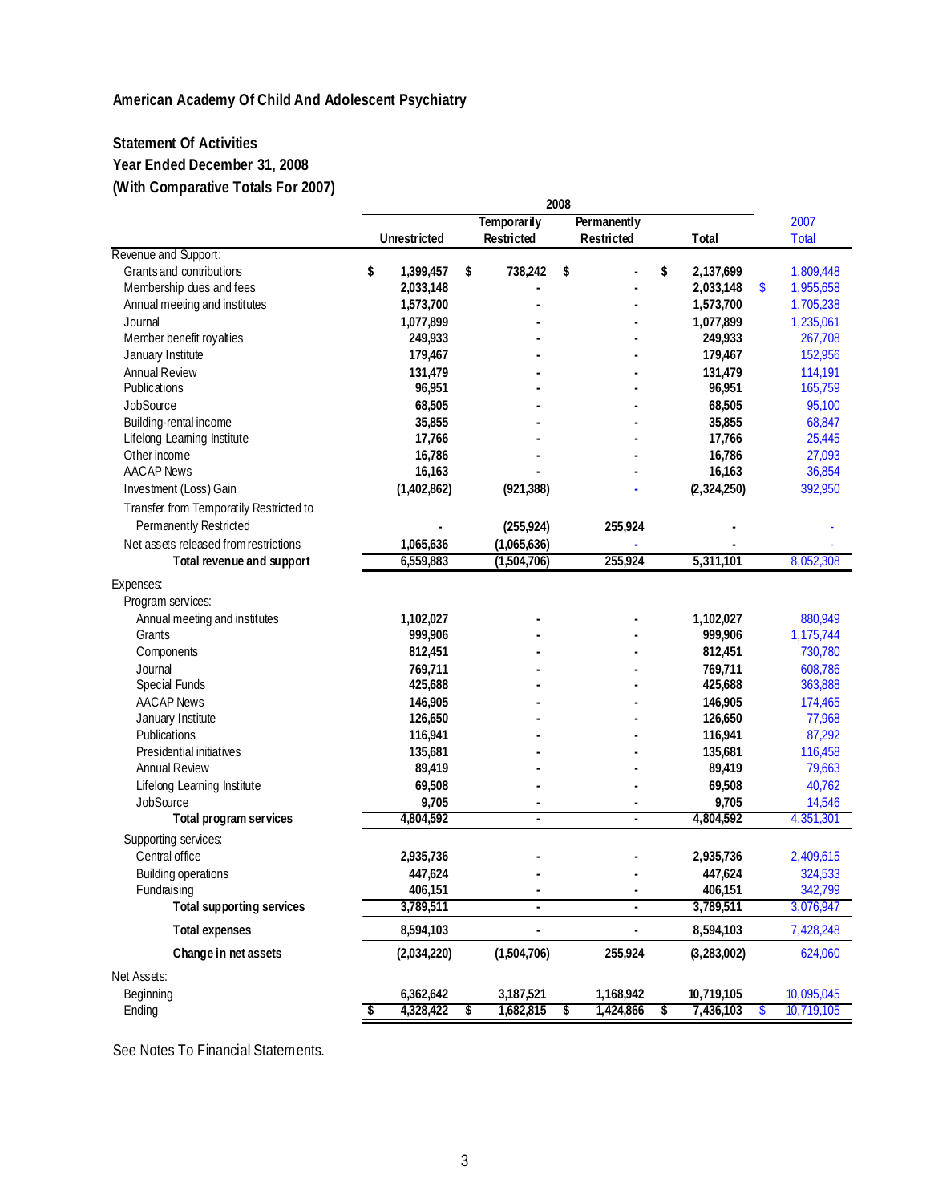**American Academy Of Child And Adolescent Psychiatry**

**Statement Of Activities**
**Year Ended December 31, 2008**
**(With Comparative Totals For 2007)**

| | 2008 | | | | |
|---|---|---|---|---|---|
| | Unrestricted | Temporarily Restricted | Permanently Restricted | Total | 2007 Total |
| Revenue and Support: | | | | | |
| Grants and contributions | $ 1,399,457 | $ 738,242 | $ - | $ 2,137,699 | 1,809,448 |
| Membership dues and fees | 2,033,148 | - | - | 2,033,148 | $ 1,955,658 |
| Annual meeting and institutes | 1,573,700 | - | - | 1,573,700 | 1,705,238 |
| Journal | 1,077,899 | - | - | 1,077,899 | 1,235,061 |
| Member benefit royalties | 249,933 | - | - | 249,933 | 267,708 |
| January Institute | 179,467 | - | - | 179,467 | 152,956 |
| Annual Review | 131,479 | - | - | 131,479 | 114,191 |
| Publications | 96,951 | - | - | 96,951 | 165,759 |
| JobSource | 68,505 | - | - | 68,505 | 95,100 |
| Building-rental income | 35,855 | - | - | 35,855 | 68,847 |
| Lifelong Learning Institute | 17,766 | - | - | 17,766 | 25,445 |
| Other income | 16,786 | - | - | 16,786 | 27,093 |
| AACAP News | 16,163 | - | - | 16,163 | 36,854 |
| Investment (Loss) Gain | (1,402,862) | (921,388) | - | (2,324,250) | 392,950 |
| Transfer from Temporatily Restricted to Permanently Restricted | - | (255,924) | 255,924 | - | - |
| Net assets released from restrictions | 1,065,636 | (1,065,636) | - | - | - |
| **Total revenue and support** | 6,559,883 | (1,504,706) | 255,924 | 5,311,101 | 8,052,308 |
| Expenses: | | | | | |
| Program services: | | | | | |
| Annual meeting and institutes | 1,102,027 | - | - | 1,102,027 | 880,949 |
| Grants | 999,906 | - | - | 999,906 | 1,175,744 |
| Components | 812,451 | - | - | 812,451 | 730,780 |
| Journal | 769,711 | - | - | 769,711 | 608,786 |
| Special Funds | 425,688 | - | - | 425,688 | 363,888 |
| AACAP News | 146,905 | - | - | 146,905 | 174,465 |
| January Institute | 126,650 | - | - | 126,650 | 77,968 |
| Publications | 116,941 | - | - | 116,941 | 87,292 |
| Presidential initiatives | 135,681 | - | - | 135,681 | 116,458 |
| Annual Review | 89,419 | - | - | 89,419 | 79,663 |
| Lifelong Learning Institute | 69,508 | - | - | 69,508 | 40,762 |
| JobSource | 9,705 | - | - | 9,705 | 14,546 |
| **Total program services** | 4,804,592 | - | - | 4,804,592 | 4,351,301 |
| Supporting services: | | | | | |
| Central office | 2,935,736 | - | - | 2,935,736 | 2,409,615 |
| Building operations | 447,624 | - | - | 447,624 | 324,533 |
| Fundraising | 406,151 | - | - | 406,151 | 342,799 |
| **Total supporting services** | 3,789,511 | - | - | 3,789,511 | 3,076,947 |
| **Total expenses** | 8,594,103 | - | - | 8,594,103 | 7,428,248 |
| **Change in net assets** | (2,034,220) | (1,504,706) | 255,924 | (3,283,002) | 624,060 |
| Net Assets: | | | | | |
| Beginning | 6,362,642 | 3,187,521 | 1,168,942 | 10,719,105 | 10,095,045 |
| Ending | $ 4,328,422 | $ 1,682,815 | $ 1,424,866 | $ 7,436,103 | $ 10,719,105 |

See Notes To Financial Statements.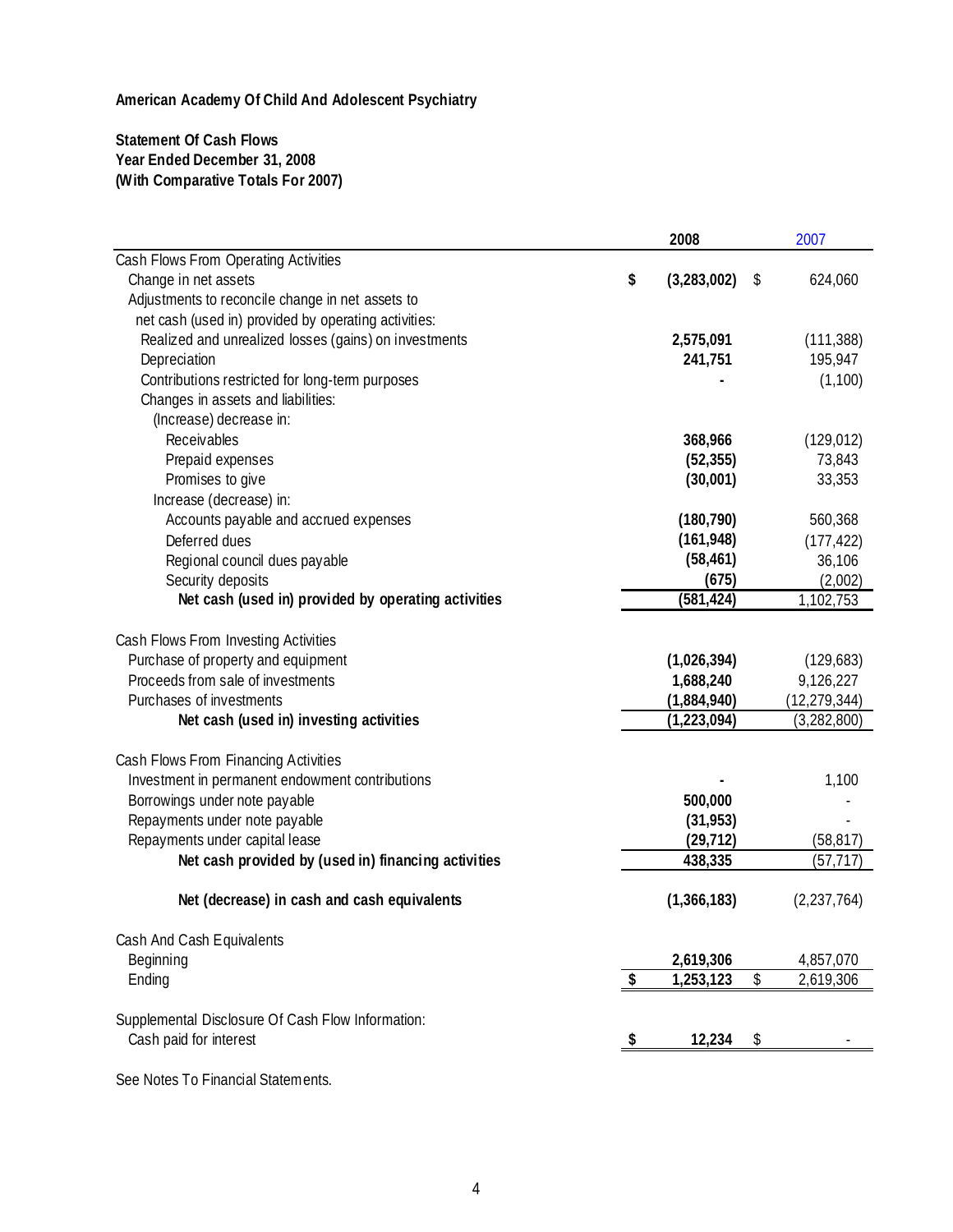**American Academy Of Child And Adolescent Psychiatry**

**Statement Of Cash Flows**
**Year Ended December 31, 2008**
**(With Comparative Totals For 2007)**

| | 2008 | 2007 |
|---|---|---|
| Cash Flows From Operating Activities | | |
| Change in net assets | $ (3,283,002) | $ 624,060 |
| Adjustments to reconcile change in net assets to net cash (used in) provided by operating activities: | | |
| Realized and unrealized losses (gains) on investments | 2,575,091 | (111,388) |
| Depreciation | 241,751 | 195,947 |
| Contributions restricted for long-term purposes | - | (1,100) |
| Changes in assets and liabilities: | | |
| (Increase) decrease in: | | |
| Receivables | 368,966 | (129,012) |
| Prepaid expenses | (52,355) | 73,843 |
| Promises to give | (30,001) | 33,353 |
| Increase (decrease) in: | | |
| Accounts payable and accrued expenses | (180,790) | 560,368 |
| Deferred dues | (161,948) | (177,422) |
| Regional council dues payable | (58,461) | 36,106 |
| Security deposits | (675) | (2,002) |
| **Net cash (used in) provided by operating activities** | (581,424) | 1,102,753 |
| | | |
| Cash Flows From Investing Activities | | |
| Purchase of property and equipment | (1,026,394) | (129,683) |
| Proceeds from sale of investments | 1,688,240 | 9,126,227 |
| Purchases of investments | (1,884,940) | (12,279,344) |
| **Net cash (used in) investing activities** | (1,223,094) | (3,282,800) |
| | | |
| Cash Flows From Financing Activities | | |
| Investment in permanent endowment contributions | - | 1,100 |
| Borrowings under note payable | 500,000 | - |
| Repayments under note payable | (31,953) | - |
| Repayments under capital lease | (29,712) | (58,817) |
| **Net cash provided by (used in) financing activities** | 438,335 | (57,717) |
| | | |
| **Net (decrease) in cash and cash equivalents** | (1,366,183) | (2,237,764) |
| | | |
| Cash And Cash Equivalents | | |
| Beginning | 2,619,306 | 4,857,070 |
| Ending | $ 1,253,123 | $ 2,619,306 |
| | | |
| Supplemental Disclosure Of Cash Flow Information: | | |
| Cash paid for interest | $ 12,234 | $ - |

See Notes To Financial Statements.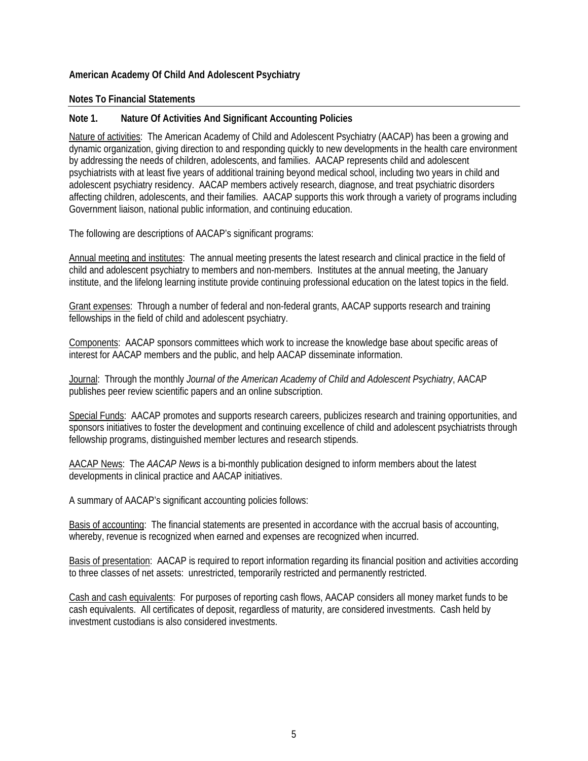**American Academy Of Child And Adolescent Psychiatry**

**Notes To Financial Statements**

**Note 1. Nature Of Activities And Significant Accounting Policies**

Nature of activities: The American Academy of Child and Adolescent Psychiatry (AACAP) has been a growing and dynamic organization, giving direction to and responding quickly to new developments in the health care environment by addressing the needs of children, adolescents, and families. AACAP represents child and adolescent psychiatrists with at least five years of additional training beyond medical school, including two years in child and adolescent psychiatry residency. AACAP members actively research, diagnose, and treat psychiatric disorders affecting children, adolescents, and their families. AACAP supports this work through a variety of programs including Government liaison, national public information, and continuing education.

The following are descriptions of AACAP's significant programs:

Annual meeting and institutes: The annual meeting presents the latest research and clinical practice in the field of child and adolescent psychiatry to members and non-members. Institutes at the annual meeting, the January institute, and the lifelong learning institute provide continuing professional education on the latest topics in the field.

Grant expenses: Through a number of federal and non-federal grants, AACAP supports research and training fellowships in the field of child and adolescent psychiatry.

Components: AACAP sponsors committees which work to increase the knowledge base about specific areas of interest for AACAP members and the public, and help AACAP disseminate information.

Journal: Through the monthly *Journal of the American Academy of Child and Adolescent Psychiatry*, AACAP publishes peer review scientific papers and an online subscription.

Special Funds: AACAP promotes and supports research careers, publicizes research and training opportunities, and sponsors initiatives to foster the development and continuing excellence of child and adolescent psychiatrists through fellowship programs, distinguished member lectures and research stipends.

AACAP News: The *AACAP News* is a bi-monthly publication designed to inform members about the latest developments in clinical practice and AACAP initiatives.

A summary of AACAP's significant accounting policies follows:

Basis of accounting: The financial statements are presented in accordance with the accrual basis of accounting, whereby, revenue is recognized when earned and expenses are recognized when incurred.

Basis of presentation: AACAP is required to report information regarding its financial position and activities according to three classes of net assets: unrestricted, temporarily restricted and permanently restricted.

Cash and cash equivalents: For purposes of reporting cash flows, AACAP considers all money market funds to be cash equivalents. All certificates of deposit, regardless of maturity, are considered investments. Cash held by investment custodians is also considered investments.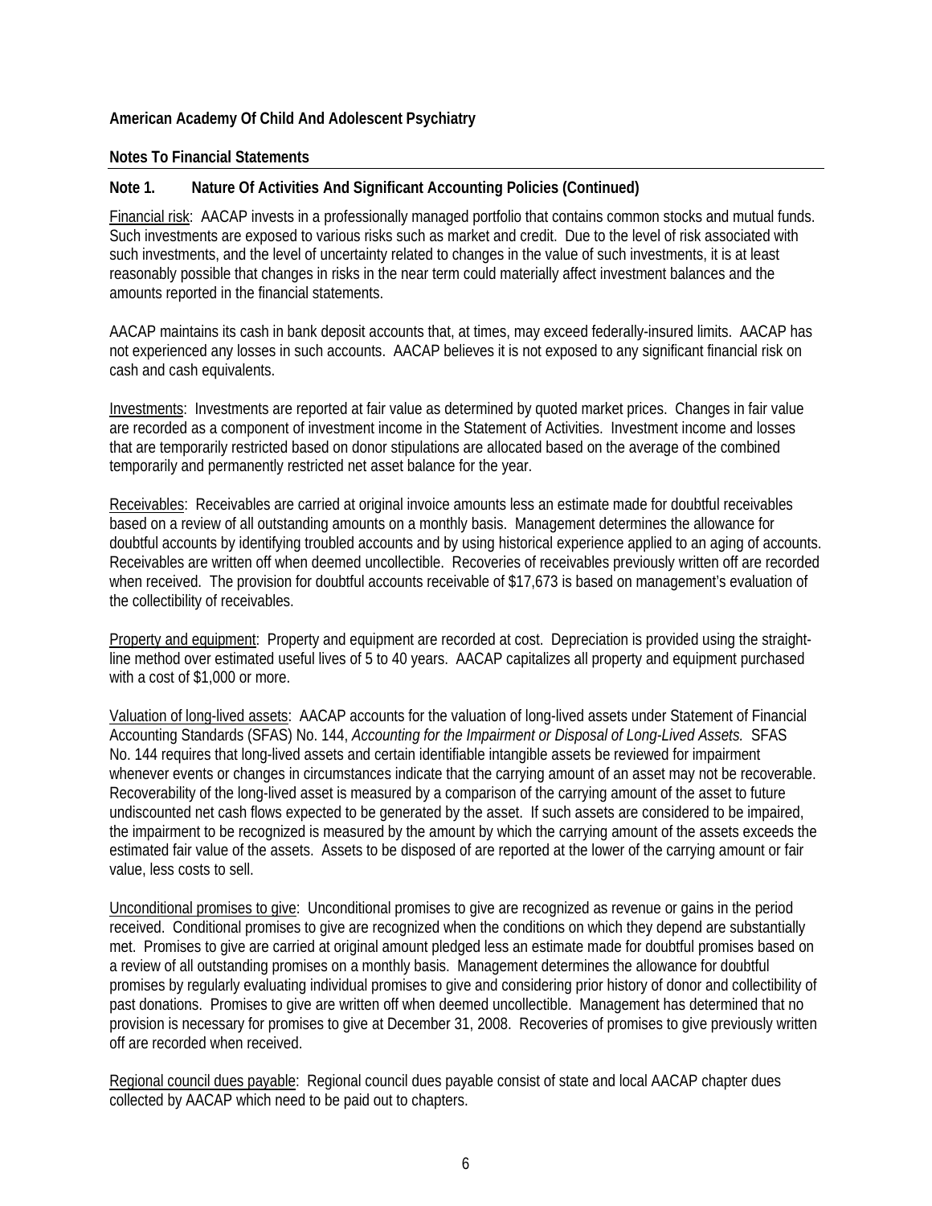**American Academy Of Child And Adolescent Psychiatry**

**Notes To Financial Statements**

**Note 1. Nature Of Activities And Significant Accounting Policies (Continued)**

Financial risk: AACAP invests in a professionally managed portfolio that contains common stocks and mutual funds. Such investments are exposed to various risks such as market and credit. Due to the level of risk associated with such investments, and the level of uncertainty related to changes in the value of such investments, it is at least reasonably possible that changes in risks in the near term could materially affect investment balances and the amounts reported in the financial statements.

AACAP maintains its cash in bank deposit accounts that, at times, may exceed federally-insured limits. AACAP has not experienced any losses in such accounts. AACAP believes it is not exposed to any significant financial risk on cash and cash equivalents.

Investments: Investments are reported at fair value as determined by quoted market prices. Changes in fair value are recorded as a component of investment income in the Statement of Activities. Investment income and losses that are temporarily restricted based on donor stipulations are allocated based on the average of the combined temporarily and permanently restricted net asset balance for the year.

Receivables: Receivables are carried at original invoice amounts less an estimate made for doubtful receivables based on a review of all outstanding amounts on a monthly basis. Management determines the allowance for doubtful accounts by identifying troubled accounts and by using historical experience applied to an aging of accounts. Receivables are written off when deemed uncollectible. Recoveries of receivables previously written off are recorded when received. The provision for doubtful accounts receivable of $17,673 is based on management's evaluation of the collectibility of receivables.

Property and equipment: Property and equipment are recorded at cost. Depreciation is provided using the straight-line method over estimated useful lives of 5 to 40 years. AACAP capitalizes all property and equipment purchased with a cost of $1,000 or more.

Valuation of long-lived assets: AACAP accounts for the valuation of long-lived assets under Statement of Financial Accounting Standards (SFAS) No. 144, *Accounting for the Impairment or Disposal of Long-Lived Assets.* SFAS No. 144 requires that long-lived assets and certain identifiable intangible assets be reviewed for impairment whenever events or changes in circumstances indicate that the carrying amount of an asset may not be recoverable. Recoverability of the long-lived asset is measured by a comparison of the carrying amount of the asset to future undiscounted net cash flows expected to be generated by the asset. If such assets are considered to be impaired, the impairment to be recognized is measured by the amount by which the carrying amount of the assets exceeds the estimated fair value of the assets. Assets to be disposed of are reported at the lower of the carrying amount or fair value, less costs to sell.

Unconditional promises to give: Unconditional promises to give are recognized as revenue or gains in the period received. Conditional promises to give are recognized when the conditions on which they depend are substantially met. Promises to give are carried at original amount pledged less an estimate made for doubtful promises based on a review of all outstanding promises on a monthly basis. Management determines the allowance for doubtful promises by regularly evaluating individual promises to give and considering prior history of donor and collectibility of past donations. Promises to give are written off when deemed uncollectible. Management has determined that no provision is necessary for promises to give at December 31, 2008. Recoveries of promises to give previously written off are recorded when received.

Regional council dues payable: Regional council dues payable consist of state and local AACAP chapter dues collected by AACAP which need to be paid out to chapters.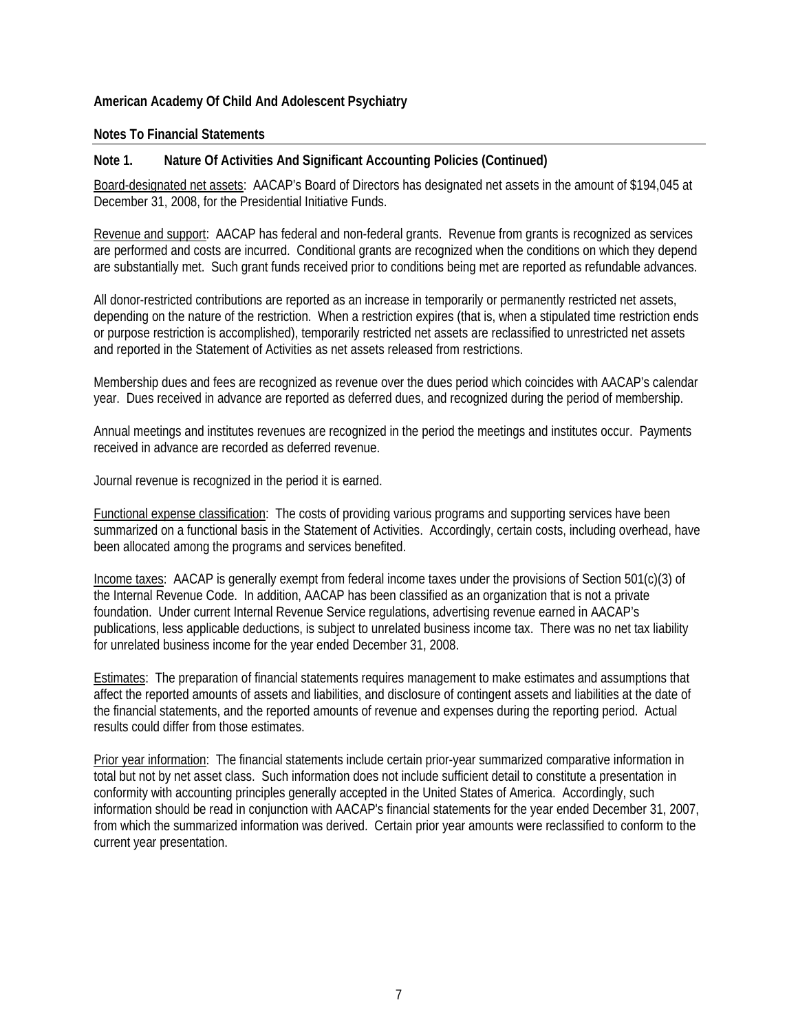**American Academy Of Child And Adolescent Psychiatry**

**Notes To Financial Statements**

**Note 1. Nature Of Activities And Significant Accounting Policies (Continued)**

Board-designated net assets: AACAP's Board of Directors has designated net assets in the amount of $194,045 at December 31, 2008, for the Presidential Initiative Funds.

Revenue and support: AACAP has federal and non-federal grants. Revenue from grants is recognized as services are performed and costs are incurred. Conditional grants are recognized when the conditions on which they depend are substantially met. Such grant funds received prior to conditions being met are reported as refundable advances.

All donor-restricted contributions are reported as an increase in temporarily or permanently restricted net assets, depending on the nature of the restriction. When a restriction expires (that is, when a stipulated time restriction ends or purpose restriction is accomplished), temporarily restricted net assets are reclassified to unrestricted net assets and reported in the Statement of Activities as net assets released from restrictions.

Membership dues and fees are recognized as revenue over the dues period which coincides with AACAP's calendar year. Dues received in advance are reported as deferred dues, and recognized during the period of membership.

Annual meetings and institutes revenues are recognized in the period the meetings and institutes occur. Payments received in advance are recorded as deferred revenue.

Journal revenue is recognized in the period it is earned.

Functional expense classification: The costs of providing various programs and supporting services have been summarized on a functional basis in the Statement of Activities. Accordingly, certain costs, including overhead, have been allocated among the programs and services benefited.

Income taxes: AACAP is generally exempt from federal income taxes under the provisions of Section 501(c)(3) of the Internal Revenue Code. In addition, AACAP has been classified as an organization that is not a private foundation. Under current Internal Revenue Service regulations, advertising revenue earned in AACAP's publications, less applicable deductions, is subject to unrelated business income tax. There was no net tax liability for unrelated business income for the year ended December 31, 2008.

Estimates: The preparation of financial statements requires management to make estimates and assumptions that affect the reported amounts of assets and liabilities, and disclosure of contingent assets and liabilities at the date of the financial statements, and the reported amounts of revenue and expenses during the reporting period. Actual results could differ from those estimates.

Prior year information: The financial statements include certain prior-year summarized comparative information in total but not by net asset class. Such information does not include sufficient detail to constitute a presentation in conformity with accounting principles generally accepted in the United States of America. Accordingly, such information should be read in conjunction with AACAP's financial statements for the year ended December 31, 2007, from which the summarized information was derived. Certain prior year amounts were reclassified to conform to the current year presentation.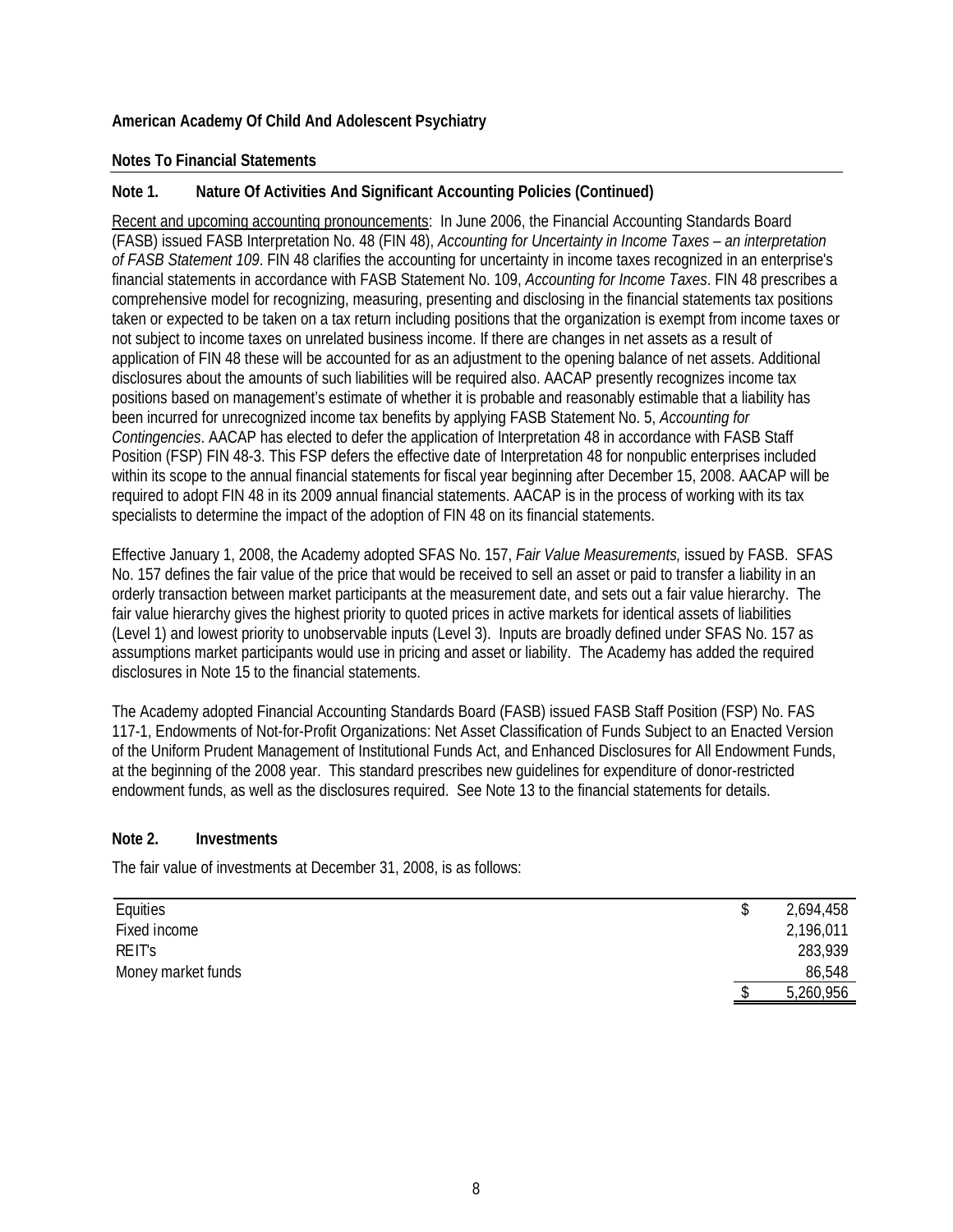**American Academy Of Child And Adolescent Psychiatry**

**Notes To Financial Statements**

**Note 1. Nature Of Activities And Significant Accounting Policies (Continued)**

Recent and upcoming accounting pronouncements: In June 2006, the Financial Accounting Standards Board (FASB) issued FASB Interpretation No. 48 (FIN 48), *Accounting for Uncertainty in Income Taxes – an interpretation of FASB Statement 109*. FIN 48 clarifies the accounting for uncertainty in income taxes recognized in an enterprise's financial statements in accordance with FASB Statement No. 109, *Accounting for Income Taxes*. FIN 48 prescribes a comprehensive model for recognizing, measuring, presenting and disclosing in the financial statements tax positions taken or expected to be taken on a tax return including positions that the organization is exempt from income taxes or not subject to income taxes on unrelated business income. If there are changes in net assets as a result of application of FIN 48 these will be accounted for as an adjustment to the opening balance of net assets. Additional disclosures about the amounts of such liabilities will be required also. AACAP presently recognizes income tax positions based on management's estimate of whether it is probable and reasonably estimable that a liability has been incurred for unrecognized income tax benefits by applying FASB Statement No. 5, *Accounting for Contingencies*. AACAP has elected to defer the application of Interpretation 48 in accordance with FASB Staff Position (FSP) FIN 48-3. This FSP defers the effective date of Interpretation 48 for nonpublic enterprises included within its scope to the annual financial statements for fiscal year beginning after December 15, 2008. AACAP will be required to adopt FIN 48 in its 2009 annual financial statements. AACAP is in the process of working with its tax specialists to determine the impact of the adoption of FIN 48 on its financial statements.

Effective January 1, 2008, the Academy adopted SFAS No. 157, *Fair Value Measurements,* issued by FASB. SFAS No. 157 defines the fair value of the price that would be received to sell an asset or paid to transfer a liability in an orderly transaction between market participants at the measurement date, and sets out a fair value hierarchy. The fair value hierarchy gives the highest priority to quoted prices in active markets for identical assets of liabilities (Level 1) and lowest priority to unobservable inputs (Level 3). Inputs are broadly defined under SFAS No. 157 as assumptions market participants would use in pricing and asset or liability. The Academy has added the required disclosures in Note 15 to the financial statements.

The Academy adopted Financial Accounting Standards Board (FASB) issued FASB Staff Position (FSP) No. FAS 117-1, Endowments of Not-for-Profit Organizations: Net Asset Classification of Funds Subject to an Enacted Version of the Uniform Prudent Management of Institutional Funds Act, and Enhanced Disclosures for All Endowment Funds, at the beginning of the 2008 year. This standard prescribes new guidelines for expenditure of donor-restricted endowment funds, as well as the disclosures required. See Note 13 to the financial statements for details.

**Note 2. Investments**

The fair value of investments at December 31, 2008, is as follows:

| | |
|---|---|
| Equities | $ 2,694,458 |
| Fixed income | 2,196,011 |
| REIT's | 283,939 |
| Money market funds | 86,548 |
| | $ 5,260,956 |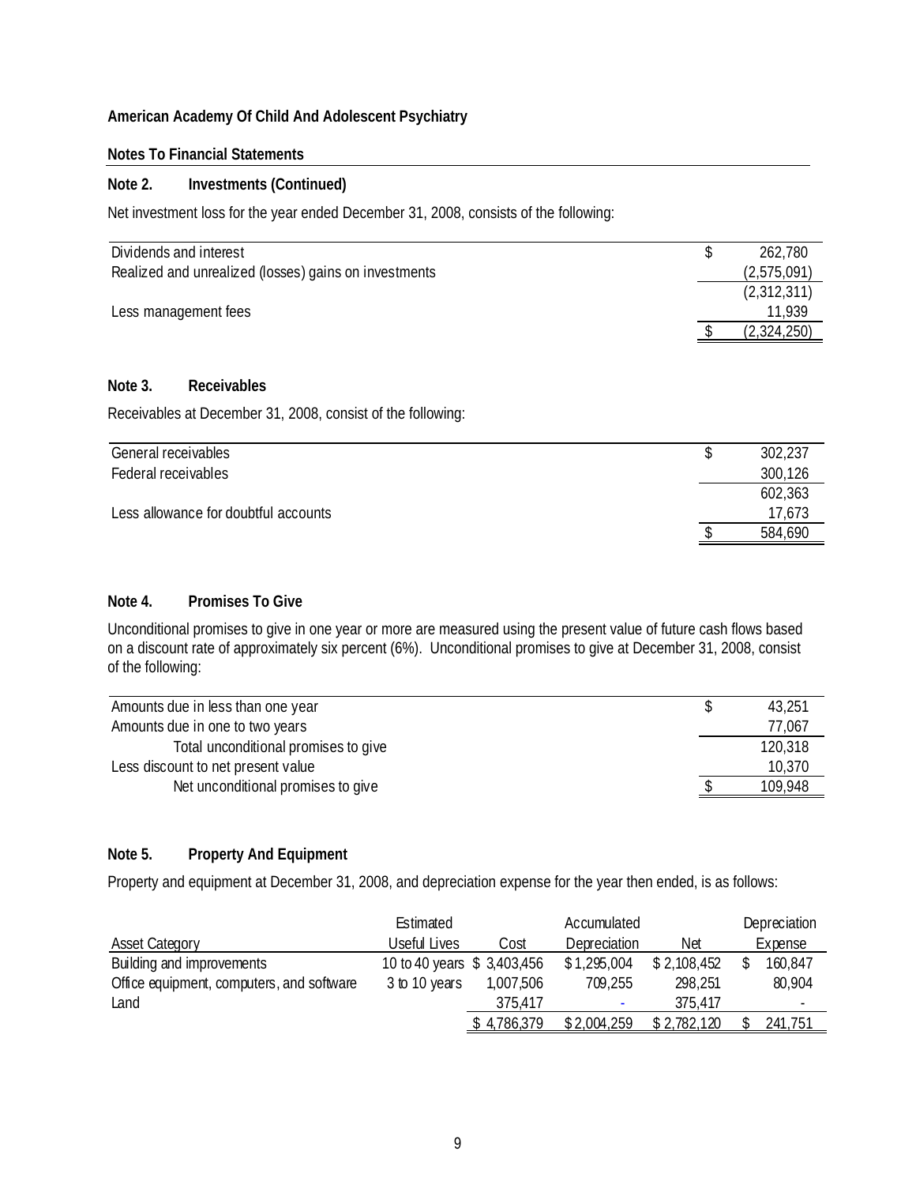**American Academy Of Child And Adolescent Psychiatry**

**Notes To Financial Statements**

**Note 2. Investments (Continued)**

Net investment loss for the year ended December 31, 2008, consists of the following:

| | |
|---|---|
| Dividends and interest | $ 262,780 |
| Realized and unrealized (losses) gains on investments | (2,575,091) |
| | (2,312,311) |
| Less management fees | 11,939 |
| | $ (2,324,250) |

**Note 3. Receivables**

Receivables at December 31, 2008, consist of the following:

| | |
|---|---|
| General receivables | $ 302,237 |
| Federal receivables | 300,126 |
| | 602,363 |
| Less allowance for doubtful accounts | 17,673 |
| | $ 584,690 |

**Note 4. Promises To Give**

Unconditional promises to give in one year or more are measured using the present value of future cash flows based on a discount rate of approximately six percent (6%). Unconditional promises to give at December 31, 2008, consist of the following:

| | |
|---|---|
| Amounts due in less than one year | $ 43,251 |
| Amounts due in one to two years | 77,067 |
| Total unconditional promises to give | 120,318 |
| Less discount to net present value | 10,370 |
| Net unconditional promises to give | $ 109,948 |

**Note 5. Property And Equipment**

Property and equipment at December 31, 2008, and depreciation expense for the year then ended, is as follows:

| Asset Category | Estimated Useful Lives | Cost | Accumulated Depreciation | Net | Depreciation Expense |
|---|---|---|---|---|---|
| Building and improvements | 10 to 40 years | $ 3,403,456 | $ 1,295,004 | $ 2,108,452 | $ 160,847 |
| Office equipment, computers, and software | 3 to 10 years | 1,007,506 | 709,255 | 298,251 | 80,904 |
| Land | | 375,417 | - | 375,417 | - |
| | | $ 4,786,379 | $ 2,004,259 | $ 2,782,120 | $ 241,751 |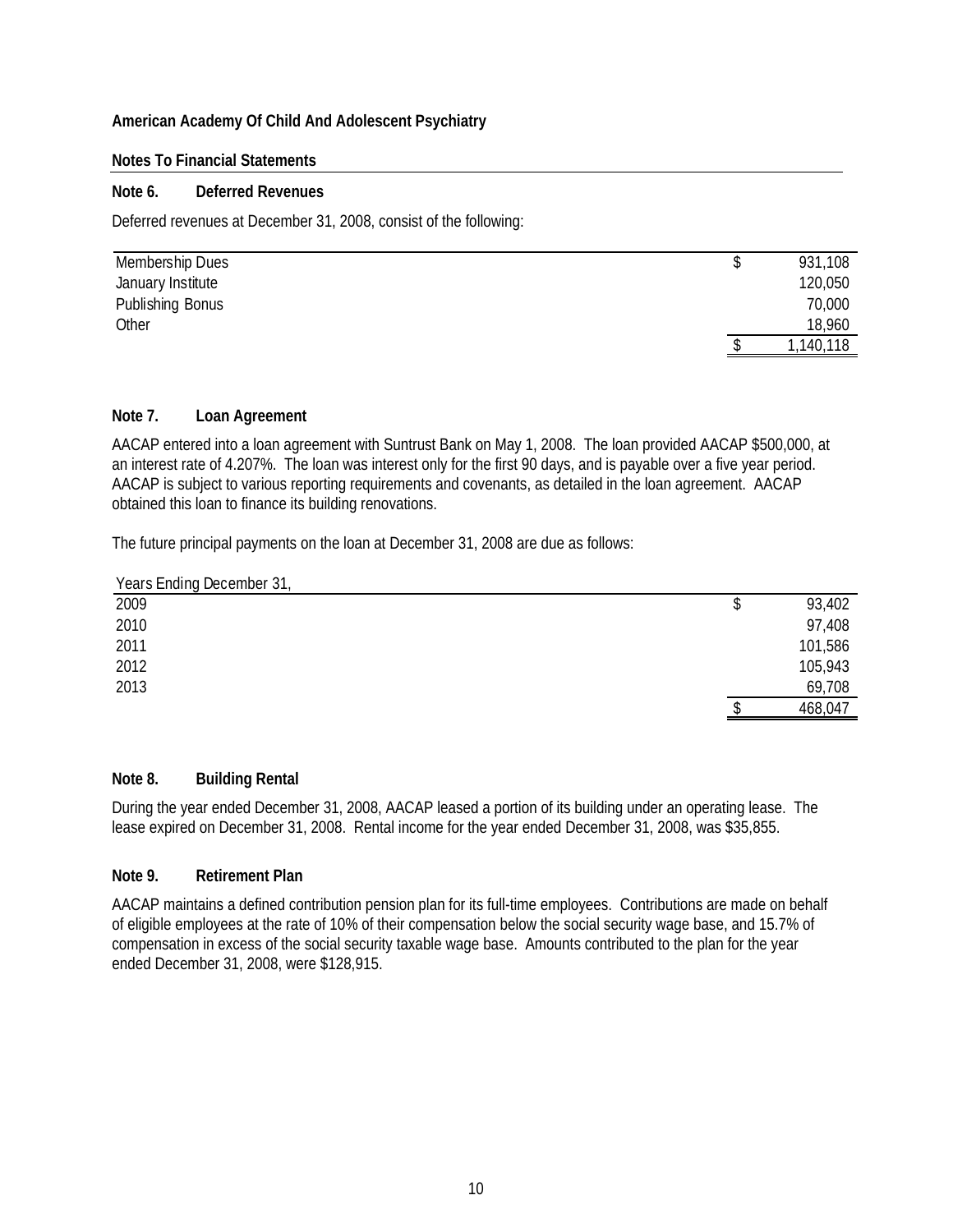**American Academy Of Child And Adolescent Psychiatry**

**Notes To Financial Statements**

**Note 6. Deferred Revenues**

Deferred revenues at December 31, 2008, consist of the following:

| | | |
|---|---|---|
| Membership Dues | $ | 931,108 |
| January Institute | | 120,050 |
| Publishing Bonus | | 70,000 |
| Other | | 18,960 |
| | $ | 1,140,118 |

**Note 7. Loan Agreement**

AACAP entered into a loan agreement with Suntrust Bank on May 1, 2008. The loan provided AACAP $500,000, at an interest rate of 4.207%. The loan was interest only for the first 90 days, and is payable over a five year period. AACAP is subject to various reporting requirements and covenants, as detailed in the loan agreement. AACAP obtained this loan to finance its building renovations.

The future principal payments on the loan at December 31, 2008 are due as follows:

| Years Ending December 31, | | |
|---|---|---|
| 2009 | $ | 93,402 |
| 2010 | | 97,408 |
| 2011 | | 101,586 |
| 2012 | | 105,943 |
| 2013 | | 69,708 |
| | $ | 468,047 |

**Note 8. Building Rental**

During the year ended December 31, 2008, AACAP leased a portion of its building under an operating lease. The lease expired on December 31, 2008. Rental income for the year ended December 31, 2008, was $35,855.

**Note 9. Retirement Plan**

AACAP maintains a defined contribution pension plan for its full-time employees. Contributions are made on behalf of eligible employees at the rate of 10% of their compensation below the social security wage base, and 15.7% of compensation in excess of the social security taxable wage base. Amounts contributed to the plan for the year ended December 31, 2008, were $128,915.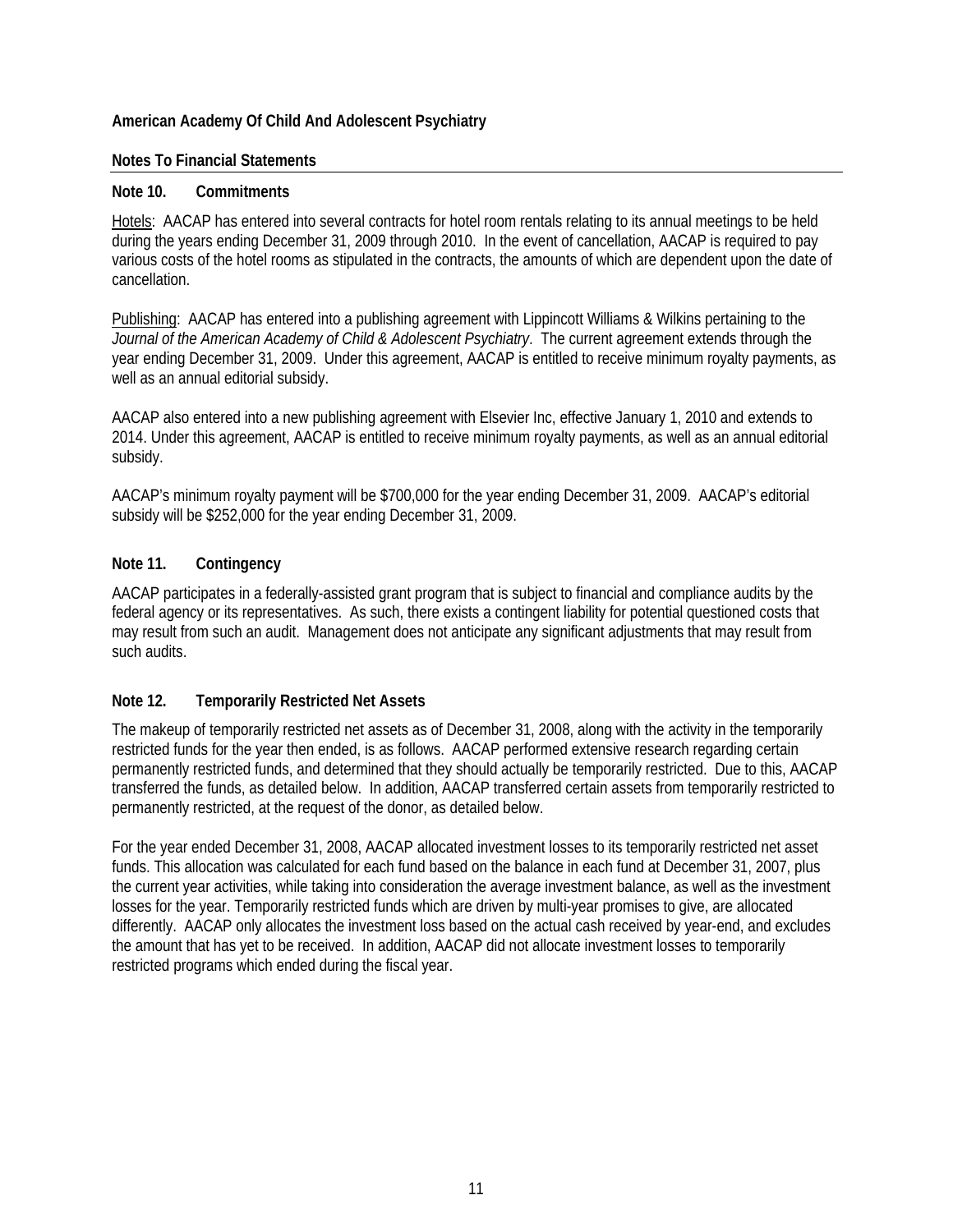**American Academy Of Child And Adolescent Psychiatry**

**Notes To Financial Statements**

**Note 10. Commitments**

Hotels: AACAP has entered into several contracts for hotel room rentals relating to its annual meetings to be held during the years ending December 31, 2009 through 2010. In the event of cancellation, AACAP is required to pay various costs of the hotel rooms as stipulated in the contracts, the amounts of which are dependent upon the date of cancellation.

Publishing: AACAP has entered into a publishing agreement with Lippincott Williams & Wilkins pertaining to the *Journal of the American Academy of Child & Adolescent Psychiatry*. The current agreement extends through the year ending December 31, 2009. Under this agreement, AACAP is entitled to receive minimum royalty payments, as well as an annual editorial subsidy.

AACAP also entered into a new publishing agreement with Elsevier Inc, effective January 1, 2010 and extends to 2014. Under this agreement, AACAP is entitled to receive minimum royalty payments, as well as an annual editorial subsidy.

AACAP's minimum royalty payment will be $700,000 for the year ending December 31, 2009. AACAP's editorial subsidy will be $252,000 for the year ending December 31, 2009.

**Note 11. Contingency**

AACAP participates in a federally-assisted grant program that is subject to financial and compliance audits by the federal agency or its representatives. As such, there exists a contingent liability for potential questioned costs that may result from such an audit. Management does not anticipate any significant adjustments that may result from such audits.

**Note 12. Temporarily Restricted Net Assets**

The makeup of temporarily restricted net assets as of December 31, 2008, along with the activity in the temporarily restricted funds for the year then ended, is as follows. AACAP performed extensive research regarding certain permanently restricted funds, and determined that they should actually be temporarily restricted. Due to this, AACAP transferred the funds, as detailed below. In addition, AACAP transferred certain assets from temporarily restricted to permanently restricted, at the request of the donor, as detailed below.

For the year ended December 31, 2008, AACAP allocated investment losses to its temporarily restricted net asset funds. This allocation was calculated for each fund based on the balance in each fund at December 31, 2007, plus the current year activities, while taking into consideration the average investment balance, as well as the investment losses for the year. Temporarily restricted funds which are driven by multi-year promises to give, are allocated differently. AACAP only allocates the investment loss based on the actual cash received by year-end, and excludes the amount that has yet to be received. In addition, AACAP did not allocate investment losses to temporarily restricted programs which ended during the fiscal year.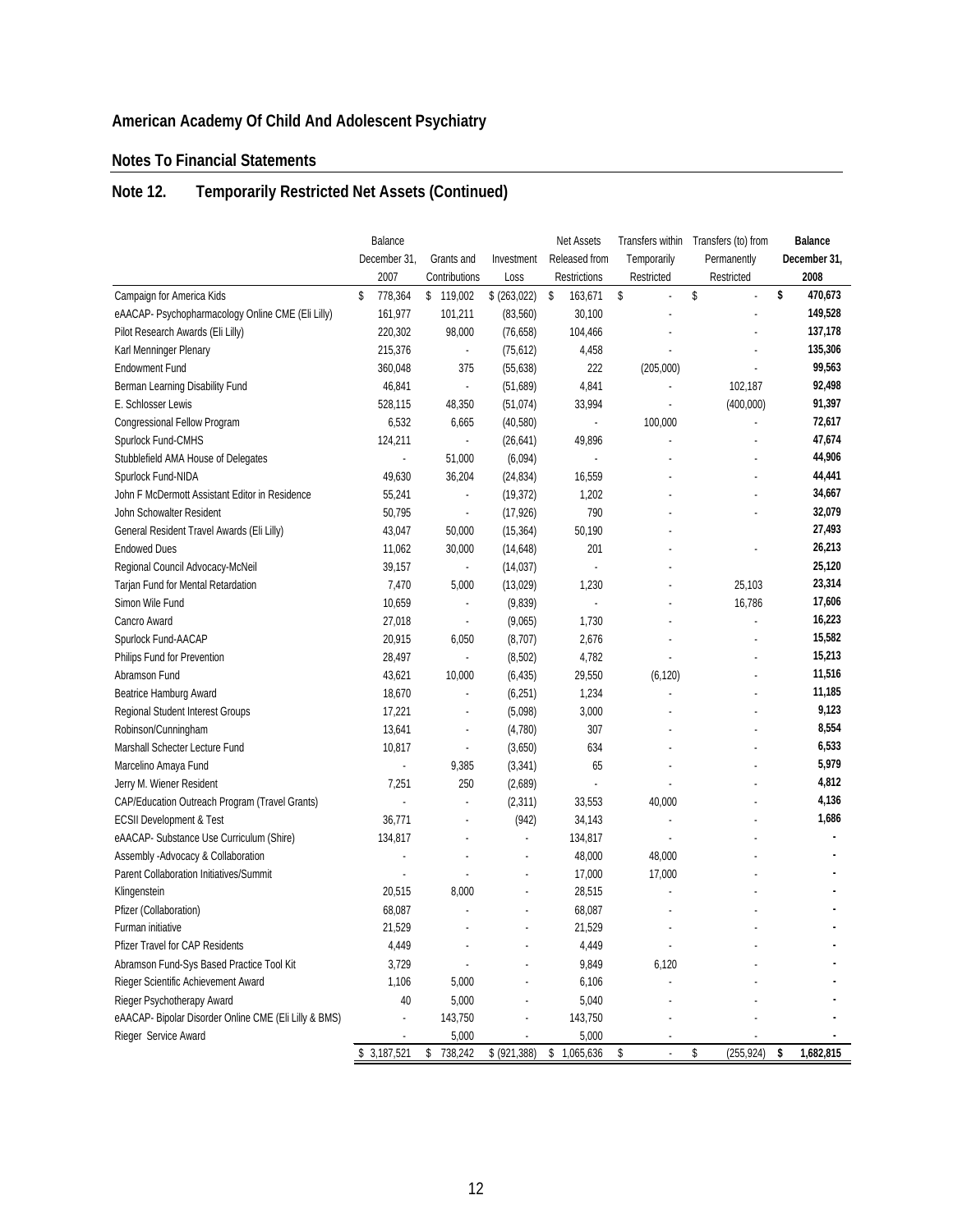# American Academy Of Child And Adolescent Psychiatry

## Notes To Financial Statements

## Note 12. Temporarily Restricted Net Assets (Continued)

| | Balance December 31, 2007 | Grants and Contributions | Investment Loss | Net Assets Released from Restrictions | Transfers within Temporarily Restricted | Transfers (to) from Permanently Restricted | **Balance December 31, 2008** |
|---|---|---|---|---|---|---|---|
| Campaign for America Kids | $ 778,364 | $ 119,002 | $ (263,022) | $ 163,671 | $ - | $ - | **$ 470,673** |
| eAACAP- Psychopharmacology Online CME (Eli Lilly) | 161,977 | 101,211 | (83,560) | 30,100 | - | - | **149,528** |
| Pilot Research Awards (Eli Lilly) | 220,302 | 98,000 | (76,658) | 104,466 | - | - | **137,178** |
| Karl Menninger Plenary | 215,376 | - | (75,612) | 4,458 | - | - | **135,306** |
| Endowment Fund | 360,048 | 375 | (55,638) | 222 | (205,000) | - | **99,563** |
| Berman Learning Disability Fund | 46,841 | - | (51,689) | 4,841 | - | 102,187 | **92,498** |
| E. Schlosser Lewis | 528,115 | 48,350 | (51,074) | 33,994 | - | (400,000) | **91,397** |
| Congressional Fellow Program | 6,532 | 6,665 | (40,580) | - | 100,000 | - | **72,617** |
| Spurlock Fund-CMHS | 124,211 | - | (26,641) | 49,896 | - | - | **47,674** |
| Stubblefield AMA House of Delegates | - | 51,000 | (6,094) | - | - | - | **44,906** |
| Spurlock Fund-NIDA | 49,630 | 36,204 | (24,834) | 16,559 | - | - | **44,441** |
| John F McDermott Assistant Editor in Residence | 55,241 | - | (19,372) | 1,202 | - | - | **34,667** |
| John Schowalter Resident | 50,795 | - | (17,926) | 790 | - | - | **32,079** |
| General Resident Travel Awards (Eli Lilly) | 43,047 | 50,000 | (15,364) | 50,190 | - | - | **27,493** |
| Endowed Dues | 11,062 | 30,000 | (14,648) | 201 | - | - | **26,213** |
| Regional Council Advocacy-McNeil | 39,157 | - | (14,037) | - | - | | **25,120** |
| Tarjan Fund for Mental Retardation | 7,470 | 5,000 | (13,029) | 1,230 | - | 25,103 | **23,314** |
| Simon Wile Fund | 10,659 | - | (9,839) | - | - | 16,786 | **17,606** |
| Cancro Award | 27,018 | - | (9,065) | 1,730 | - | - | **16,223** |
| Spurlock Fund-AACAP | 20,915 | 6,050 | (8,707) | 2,676 | - | - | **15,582** |
| Philips Fund for Prevention | 28,497 | - | (8,502) | 4,782 | - | - | **15,213** |
| Abramson Fund | 43,621 | 10,000 | (6,435) | 29,550 | (6,120) | - | **11,516** |
| Beatrice Hamburg Award | 18,670 | - | (6,251) | 1,234 | - | - | **11,185** |
| Regional Student Interest Groups | 17,221 | - | (5,098) | 3,000 | - | - | **9,123** |
| Robinson/Cunningham | 13,641 | - | (4,780) | 307 | - | - | **8,554** |
| Marshall Schecter Lecture Fund | 10,817 | - | (3,650) | 634 | - | - | **6,533** |
| Marcelino Amaya Fund | - | 9,385 | (3,341) | 65 | - | - | **5,979** |
| Jerry M. Wiener Resident | 7,251 | 250 | (2,689) | - | - | - | **4,812** |
| CAP/Education Outreach Program (Travel Grants) | - | - | (2,311) | 33,553 | 40,000 | - | **4,136** |
| ECSII Development & Test | 36,771 | - | (942) | 34,143 | - | - | **1,686** |
| eAACAP- Substance Use Curriculum (Shire) | 134,817 | - | - | 134,817 | - | - | **-** |
| Assembly -Advocacy & Collaboration | - | - | - | 48,000 | 48,000 | - | **-** |
| Parent Collaboration Initiatives/Summit | - | - | - | 17,000 | 17,000 | - | **-** |
| Klingenstein | 20,515 | 8,000 | - | 28,515 | - | - | **-** |
| Pfizer (Collaboration) | 68,087 | - | - | 68,087 | - | - | **-** |
| Furman initiative | 21,529 | - | - | 21,529 | - | - | **-** |
| Pfizer Travel for CAP Residents | 4,449 | - | - | 4,449 | - | - | **-** |
| Abramson Fund-Sys Based Practice Tool Kit | 3,729 | - | - | 9,849 | 6,120 | - | **-** |
| Rieger Scientific Achievement Award | 1,106 | 5,000 | - | 6,106 | - | - | **-** |
| Rieger Psychotherapy Award | 40 | 5,000 | - | 5,040 | - | - | **-** |
| eAACAP- Bipolar Disorder Online CME (Eli Lilly & BMS) | - | 143,750 | - | 143,750 | - | - | **-** |
| Rieger Service Award | - | 5,000 | - | 5,000 | - | - | **-** |
| | $ 3,187,521 | $ 738,242 | $ (921,388) | $ 1,065,636 | $ - | $ (255,924) | **$ 1,682,815** |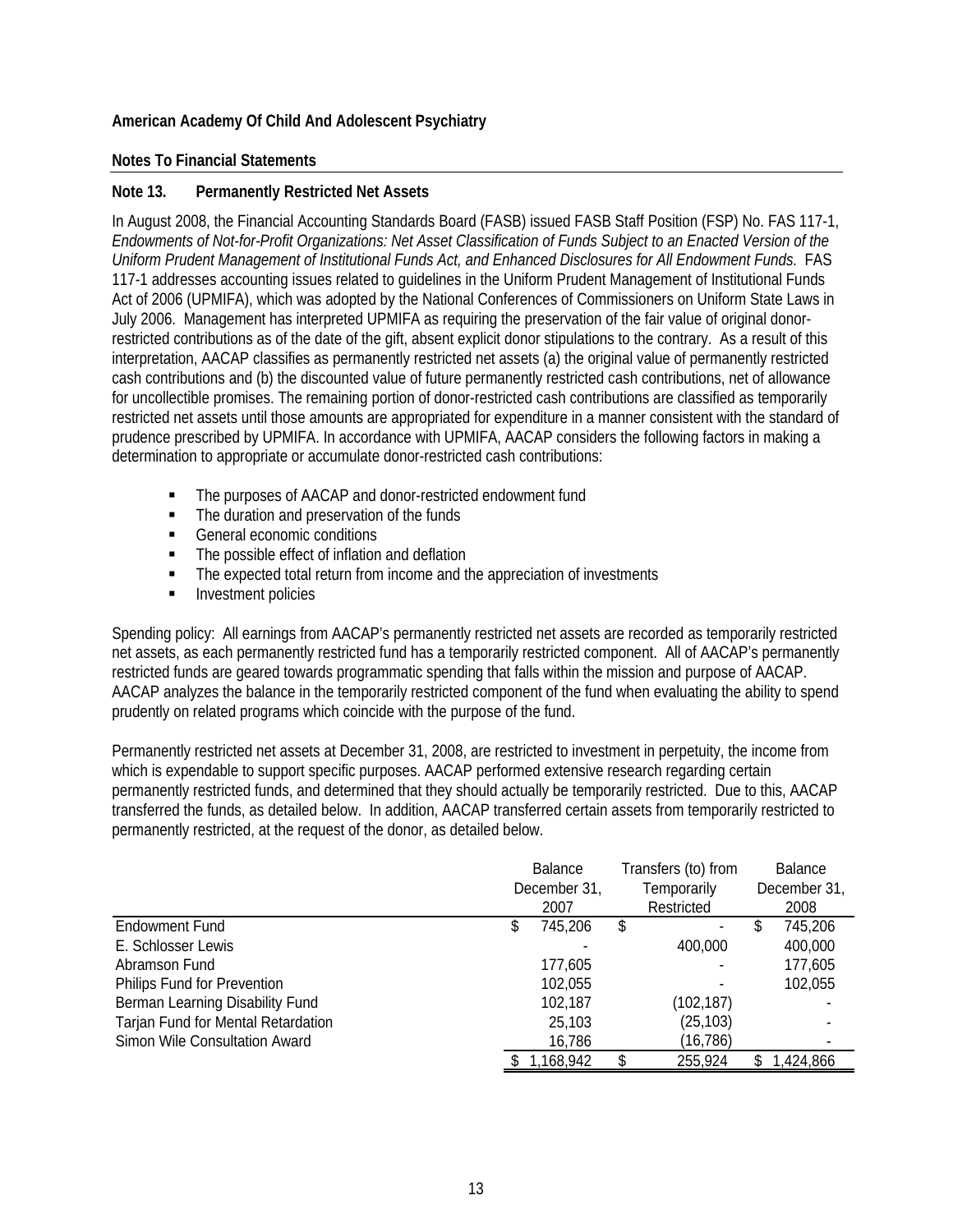**American Academy Of Child And Adolescent Psychiatry**

**Notes To Financial Statements**

**Note 13. Permanently Restricted Net Assets**

In August 2008, the Financial Accounting Standards Board (FASB) issued FASB Staff Position (FSP) No. FAS 117-1, *Endowments of Not-for-Profit Organizations: Net Asset Classification of Funds Subject to an Enacted Version of the Uniform Prudent Management of Institutional Funds Act, and Enhanced Disclosures for All Endowment Funds.* FAS 117-1 addresses accounting issues related to guidelines in the Uniform Prudent Management of Institutional Funds Act of 2006 (UPMIFA), which was adopted by the National Conferences of Commissioners on Uniform State Laws in July 2006. Management has interpreted UPMIFA as requiring the preservation of the fair value of original donor-restricted contributions as of the date of the gift, absent explicit donor stipulations to the contrary. As a result of this interpretation, AACAP classifies as permanently restricted net assets (a) the original value of permanently restricted cash contributions and (b) the discounted value of future permanently restricted cash contributions, net of allowance for uncollectible promises. The remaining portion of donor-restricted cash contributions are classified as temporarily restricted net assets until those amounts are appropriated for expenditure in a manner consistent with the standard of prudence prescribed by UPMIFA. In accordance with UPMIFA, AACAP considers the following factors in making a determination to appropriate or accumulate donor-restricted cash contributions:

- The purposes of AACAP and donor-restricted endowment fund
- The duration and preservation of the funds
- General economic conditions
- The possible effect of inflation and deflation
- The expected total return from income and the appreciation of investments
- Investment policies

Spending policy: All earnings from AACAP's permanently restricted net assets are recorded as temporarily restricted net assets, as each permanently restricted fund has a temporarily restricted component. All of AACAP's permanently restricted funds are geared towards programmatic spending that falls within the mission and purpose of AACAP. AACAP analyzes the balance in the temporarily restricted component of the fund when evaluating the ability to spend prudently on related programs which coincide with the purpose of the fund.

Permanently restricted net assets at December 31, 2008, are restricted to investment in perpetuity, the income from which is expendable to support specific purposes. AACAP performed extensive research regarding certain permanently restricted funds, and determined that they should actually be temporarily restricted. Due to this, AACAP transferred the funds, as detailed below. In addition, AACAP transferred certain assets from temporarily restricted to permanently restricted, at the request of the donor, as detailed below.

| | Balance December 31, 2007 | Transfers (to) from Temporarily Restricted | Balance December 31, 2008 |
|---|---|---|---|
| Endowment Fund | $ 745,206 | $ - | $ 745,206 |
| E. Schlosser Lewis | - | 400,000 | 400,000 |
| Abramson Fund | 177,605 | - | 177,605 |
| Philips Fund for Prevention | 102,055 | - | 102,055 |
| Berman Learning Disability Fund | 102,187 | (102,187) | - |
| Tarjan Fund for Mental Retardation | 25,103 | (25,103) | - |
| Simon Wile Consultation Award | 16,786 | (16,786) | - |
| | $ 1,168,942 | $ 255,924 | $ 1,424,866 |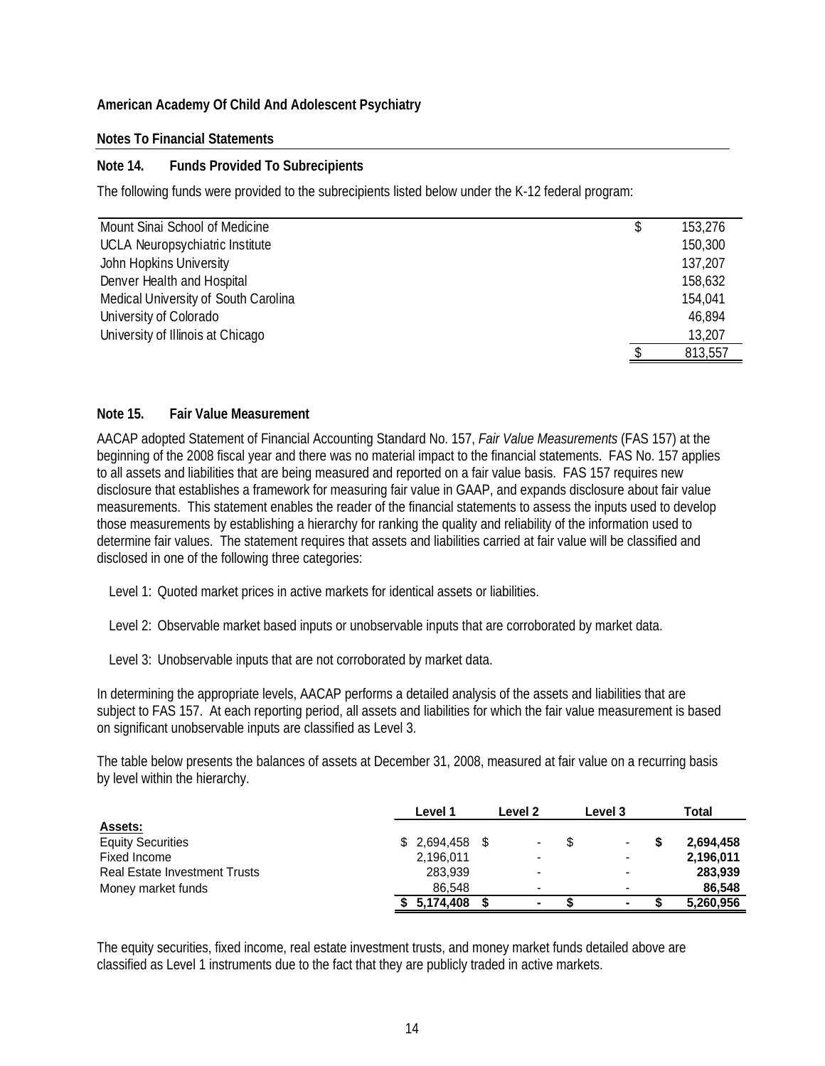**American Academy Of Child And Adolescent Psychiatry**

**Notes To Financial Statements**

### Note 14. Funds Provided To Subrecipients

The following funds were provided to the subrecipients listed below under the K-12 federal program:

| | |
|---|---|
| Mount Sinai School of Medicine | $ 153,276 |
| UCLA Neuropsychiatric Institute | 150,300 |
| John Hopkins University | 137,207 |
| Denver Health and Hospital | 158,632 |
| Medical University of South Carolina | 154,041 |
| University of Colorado | 46,894 |
| University of Illinois at Chicago | 13,207 |
| | $ 813,557 |

### Note 15. Fair Value Measurement

AACAP adopted Statement of Financial Accounting Standard No. 157, *Fair Value Measurements* (FAS 157) at the beginning of the 2008 fiscal year and there was no material impact to the financial statements. FAS No. 157 applies to all assets and liabilities that are being measured and reported on a fair value basis. FAS 157 requires new disclosure that establishes a framework for measuring fair value in GAAP, and expands disclosure about fair value measurements. This statement enables the reader of the financial statements to assess the inputs used to develop those measurements by establishing a hierarchy for ranking the quality and reliability of the information used to determine fair values. The statement requires that assets and liabilities carried at fair value will be classified and disclosed in one of the following three categories:

Level 1: Quoted market prices in active markets for identical assets or liabilities.

Level 2: Observable market based inputs or unobservable inputs that are corroborated by market data.

Level 3: Unobservable inputs that are not corroborated by market data.

In determining the appropriate levels, AACAP performs a detailed analysis of the assets and liabilities that are subject to FAS 157. At each reporting period, all assets and liabilities for which the fair value measurement is based on significant unobservable inputs are classified as Level 3.

The table below presents the balances of assets at December 31, 2008, measured at fair value on a recurring basis by level within the hierarchy.

| | Level 1 | Level 2 | Level 3 | Total |
|---|---|---|---|---|
| **Assets:** | | | | |
| Equity Securities | $ 2,694,458 | $ - | $ - | **$ 2,694,458** |
| Fixed Income | 2,196,011 | - | - | **2,196,011** |
| Real Estate Investment Trusts | 283,939 | - | - | **283,939** |
| Money market funds | 86,548 | - | - | **86,548** |
| | **$ 5,174,408** | **$ -** | **$ -** | **$ 5,260,956** |

The equity securities, fixed income, real estate investment trusts, and money market funds detailed above are classified as Level 1 instruments due to the fact that they are publicly traded in active markets.